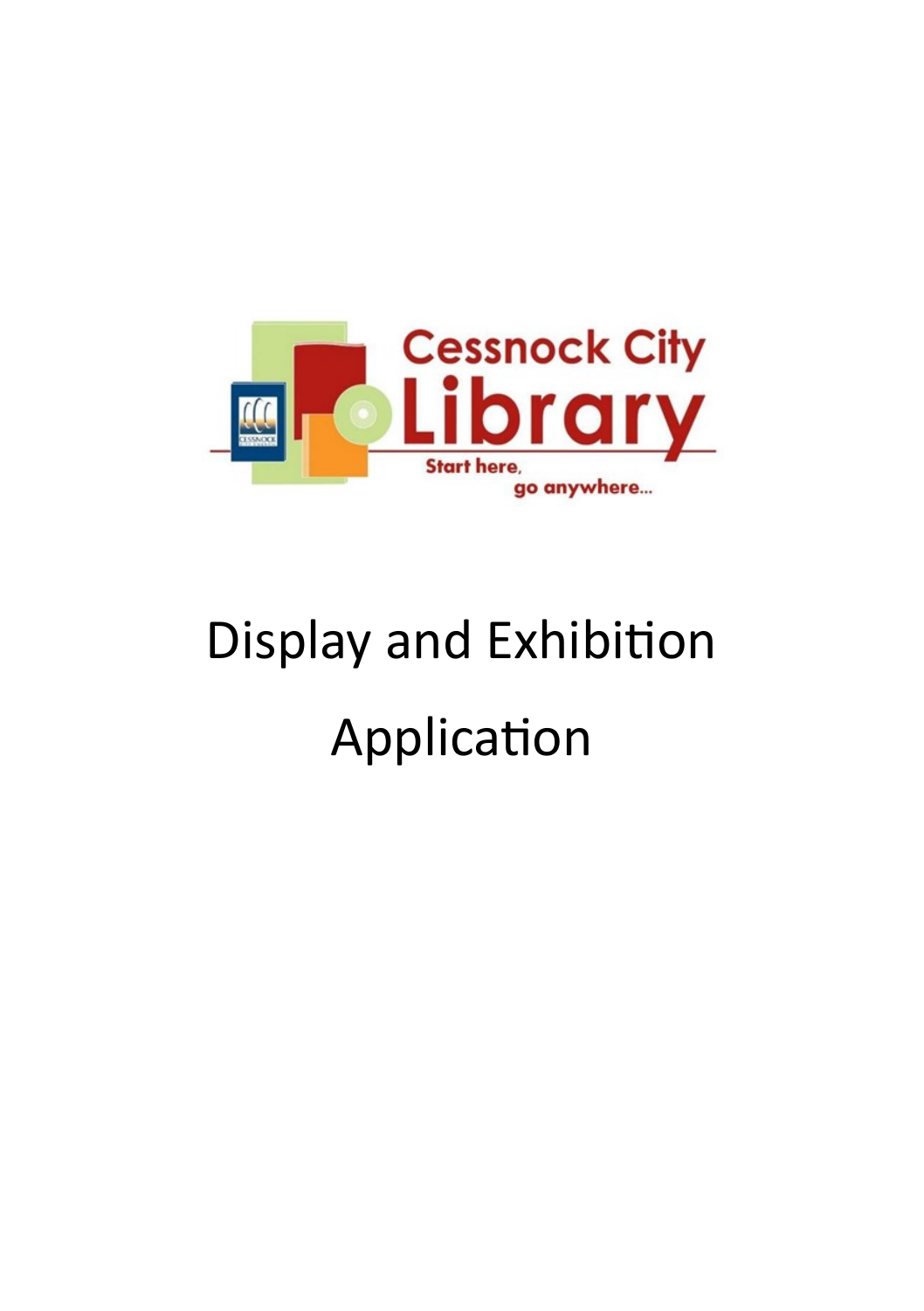Cessnock City Library

Start here, go anywhere...

# Display and Exhibition Application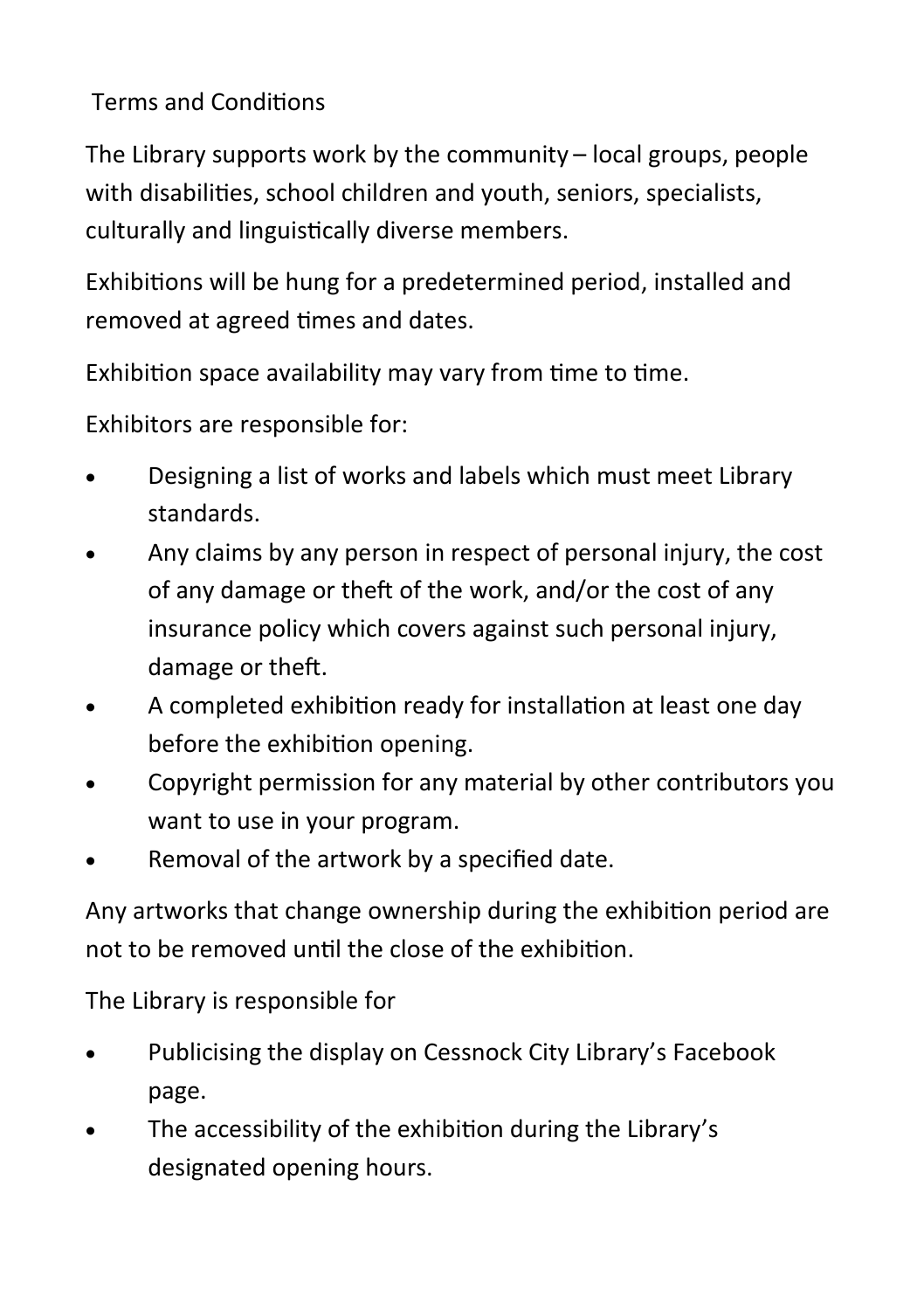Terms and Conditions

The Library supports work by the community – local groups, people with disabilities, school children and youth, seniors, specialists, culturally and linguistically diverse members.

Exhibitions will be hung for a predetermined period, installed and removed at agreed times and dates.

Exhibition space availability may vary from time to time.

Exhibitors are responsible for:

- Designing a list of works and labels which must meet Library standards.
- Any claims by any person in respect of personal injury, the cost of any damage or theft of the work, and/or the cost of any insurance policy which covers against such personal injury, damage or theft.
- A completed exhibition ready for installation at least one day before the exhibition opening.
- Copyright permission for any material by other contributors you want to use in your program.
- Removal of the artwork by a specified date.

Any artworks that change ownership during the exhibition period are not to be removed until the close of the exhibition.

The Library is responsible for

- Publicising the display on Cessnock City Library's Facebook page.
- The accessibility of the exhibition during the Library's designated opening hours.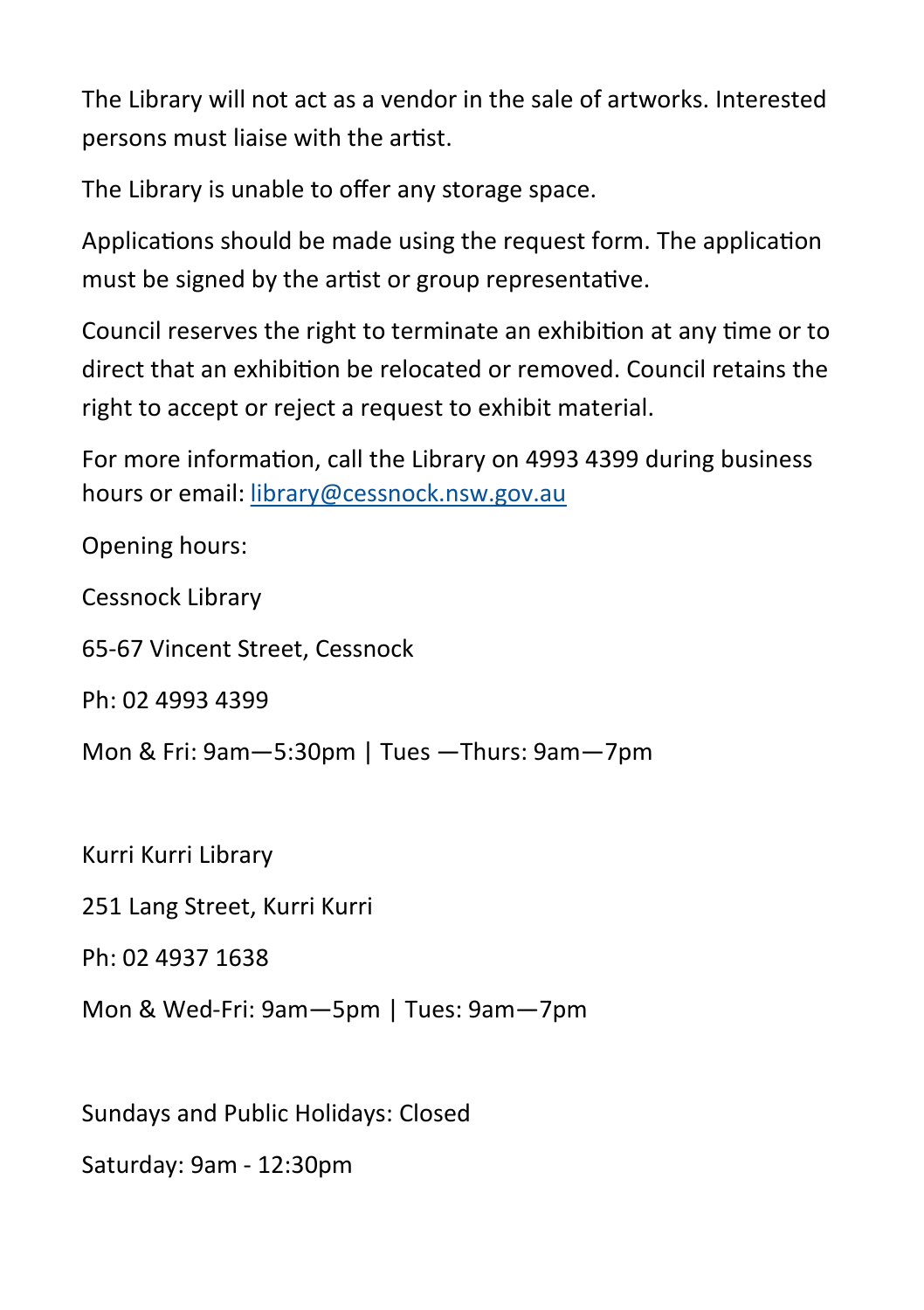The Library will not act as a vendor in the sale of artworks. Interested persons must liaise with the artist.

The Library is unable to offer any storage space.

Applications should be made using the request form. The application must be signed by the artist or group representative.

Council reserves the right to terminate an exhibition at any time or to direct that an exhibition be relocated or removed. Council retains the right to accept or reject a request to exhibit material.

For more information, call the Library on 4993 4399 during business hours or email: [library@cessnock.nsw.gov.au](mailto:library@cessnock.nsw.gov.au)

Opening hours:

Cessnock Library

65-67 Vincent Street, Cessnock

Ph: 02 4993 4399

Mon & Fri: 9am—5:30pm | Tues —Thurs: 9am—7pm

Kurri Kurri Library

251 Lang Street, Kurri Kurri

Ph: 02 4937 1638

Mon & Wed-Fri: 9am—5pm | Tues: 9am—7pm

Sundays and Public Holidays: Closed

Saturday: 9am - 12:30pm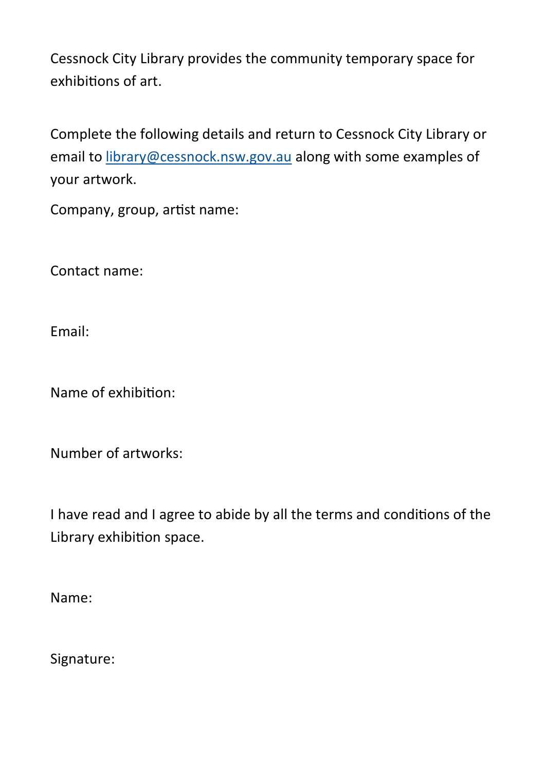Cessnock City Library provides the community temporary space for exhibitions of art.

Complete the following details and return to Cessnock City Library or email to library@cessnock.nsw.gov.au along with some examples of your artwork.

Company, group, artist name:

Contact name:

Email:

Name of exhibition:

Number of artworks:

I have read and I agree to abide by all the terms and conditions of the Library exhibition space.

Name:

Signature: